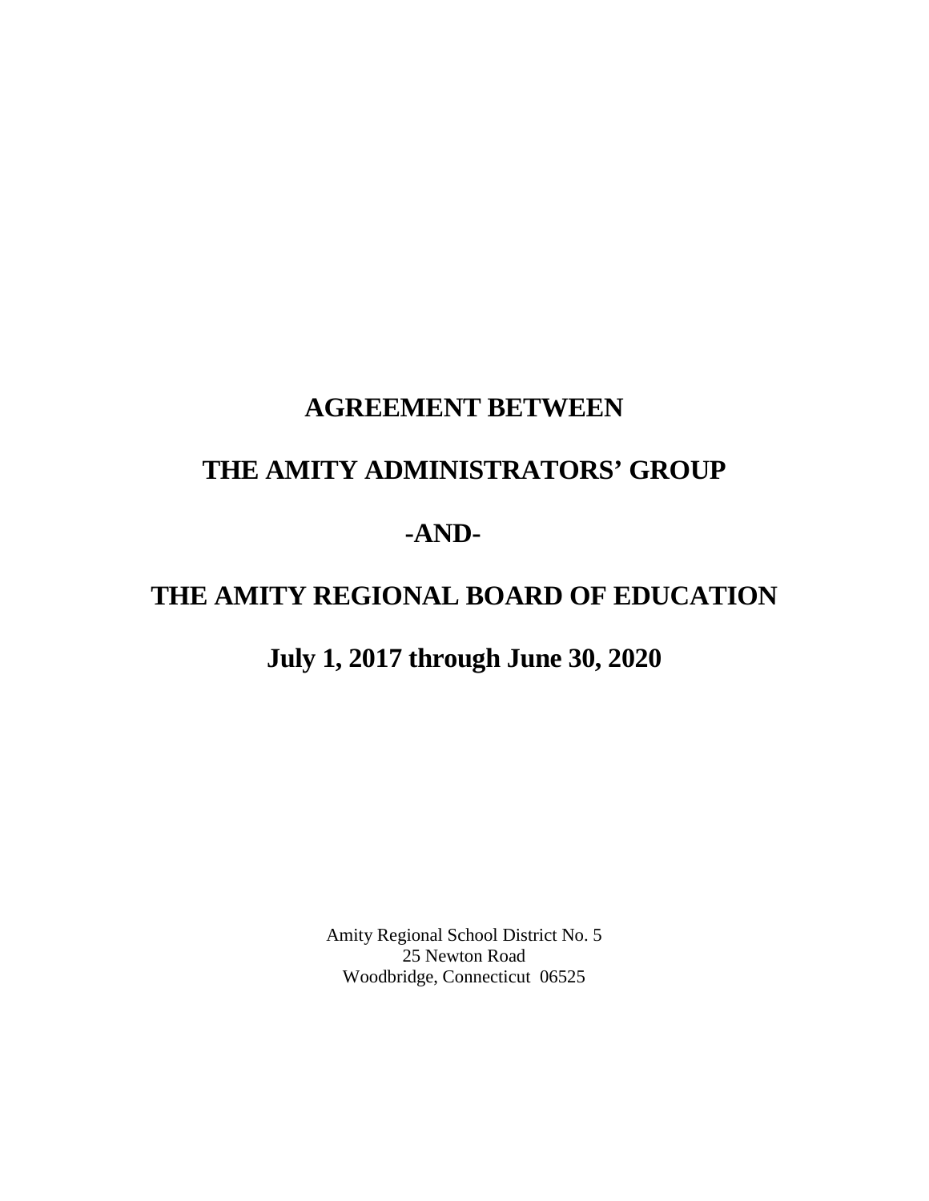# AGREEMENT BETWEEN

# THE AMITY ADMINISTRATORS' GROUP

# -AND-

# THE AMITY REGIONAL BOARD OF EDUCATION

## July 1, 2017 through June 30, 2020

Amity Regional School District No. 5
25 Newton Road
Woodbridge, Connecticut 06525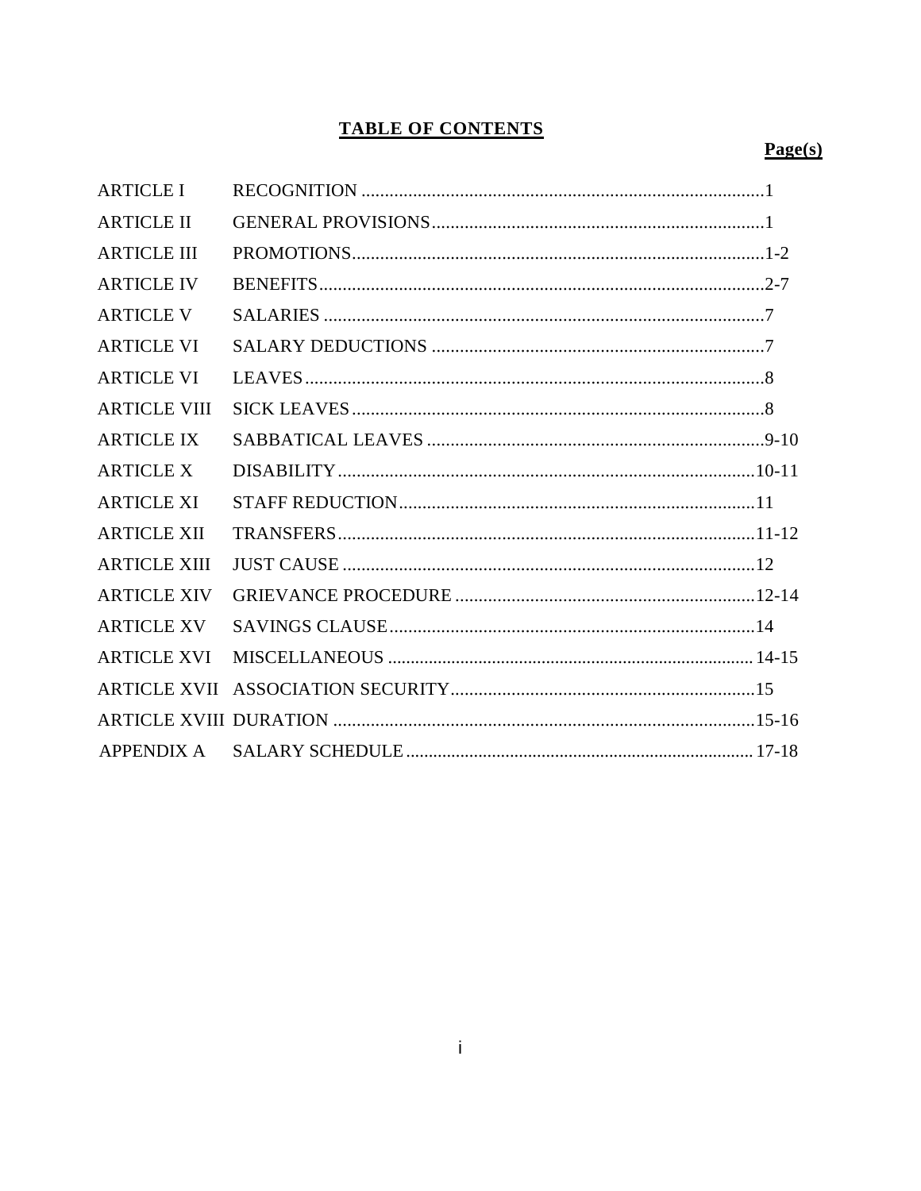# TABLE OF CONTENTS

| | | Page(s) |
|---|---|---|
| ARTICLE I | RECOGNITION | 1 |
| ARTICLE II | GENERAL PROVISIONS | 1 |
| ARTICLE III | PROMOTIONS | 1-2 |
| ARTICLE IV | BENEFITS | 2-7 |
| ARTICLE V | SALARIES | 7 |
| ARTICLE VI | SALARY DEDUCTIONS | 7 |
| ARTICLE VI | LEAVES | 8 |
| ARTICLE VIII | SICK LEAVES | 8 |
| ARTICLE IX | SABBATICAL LEAVES | 9-10 |
| ARTICLE X | DISABILITY | 10-11 |
| ARTICLE XI | STAFF REDUCTION | 11 |
| ARTICLE XII | TRANSFERS | 11-12 |
| ARTICLE XIII | JUST CAUSE | 12 |
| ARTICLE XIV | GRIEVANCE PROCEDURE | 12-14 |
| ARTICLE XV | SAVINGS CLAUSE | 14 |
| ARTICLE XVI | MISCELLANEOUS | 14-15 |
| ARTICLE XVII | ASSOCIATION SECURITY | 15 |
| ARTICLE XVIII | DURATION | 15-16 |
| APPENDIX A | SALARY SCHEDULE | 17-18 |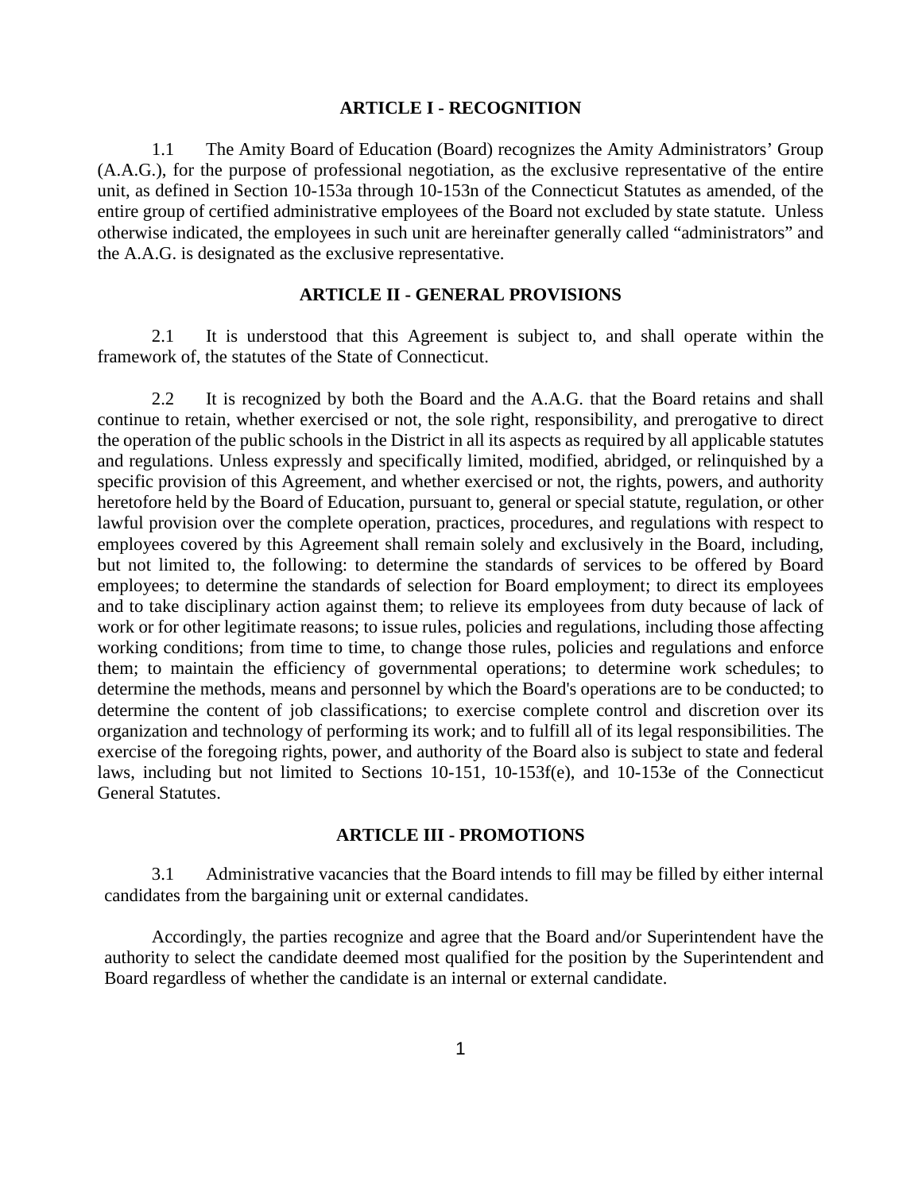## ARTICLE I - RECOGNITION

1.1 The Amity Board of Education (Board) recognizes the Amity Administrators' Group (A.A.G.), for the purpose of professional negotiation, as the exclusive representative of the entire unit, as defined in Section 10-153a through 10-153n of the Connecticut Statutes as amended, of the entire group of certified administrative employees of the Board not excluded by state statute. Unless otherwise indicated, the employees in such unit are hereinafter generally called "administrators" and the A.A.G. is designated as the exclusive representative.

## ARTICLE II - GENERAL PROVISIONS

2.1 It is understood that this Agreement is subject to, and shall operate within the framework of, the statutes of the State of Connecticut.

2.2 It is recognized by both the Board and the A.A.G. that the Board retains and shall continue to retain, whether exercised or not, the sole right, responsibility, and prerogative to direct the operation of the public schools in the District in all its aspects as required by all applicable statutes and regulations. Unless expressly and specifically limited, modified, abridged, or relinquished by a specific provision of this Agreement, and whether exercised or not, the rights, powers, and authority heretofore held by the Board of Education, pursuant to, general or special statute, regulation, or other lawful provision over the complete operation, practices, procedures, and regulations with respect to employees covered by this Agreement shall remain solely and exclusively in the Board, including, but not limited to, the following: to determine the standards of services to be offered by Board employees; to determine the standards of selection for Board employment; to direct its employees and to take disciplinary action against them; to relieve its employees from duty because of lack of work or for other legitimate reasons; to issue rules, policies and regulations, including those affecting working conditions; from time to time, to change those rules, policies and regulations and enforce them; to maintain the efficiency of governmental operations; to determine work schedules; to determine the methods, means and personnel by which the Board's operations are to be conducted; to determine the content of job classifications; to exercise complete control and discretion over its organization and technology of performing its work; and to fulfill all of its legal responsibilities. The exercise of the foregoing rights, power, and authority of the Board also is subject to state and federal laws, including but not limited to Sections 10-151, 10-153f(e), and 10-153e of the Connecticut General Statutes.

## ARTICLE III - PROMOTIONS

3.1 Administrative vacancies that the Board intends to fill may be filled by either internal candidates from the bargaining unit or external candidates.

Accordingly, the parties recognize and agree that the Board and/or Superintendent have the authority to select the candidate deemed most qualified for the position by the Superintendent and Board regardless of whether the candidate is an internal or external candidate.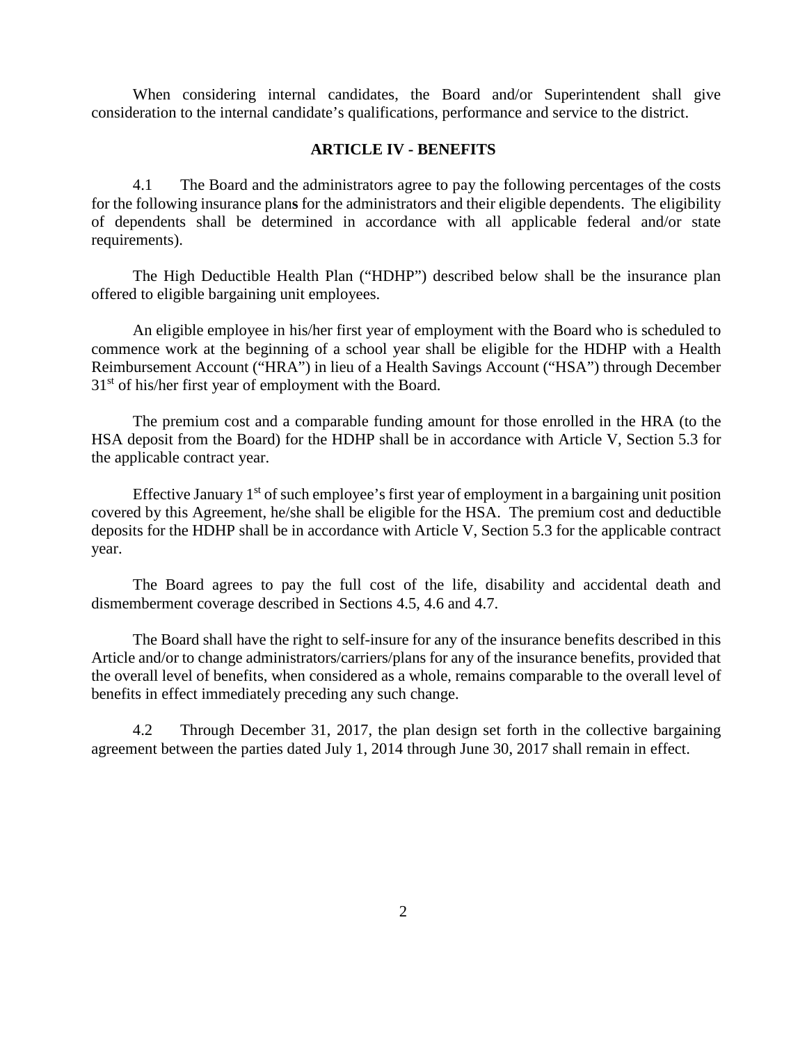When considering internal candidates, the Board and/or Superintendent shall give consideration to the internal candidate's qualifications, performance and service to the district.

## ARTICLE IV - BENEFITS

4.1 The Board and the administrators agree to pay the following percentages of the costs for the following insurance plan**s** for the administrators and their eligible dependents. The eligibility of dependents shall be determined in accordance with all applicable federal and/or state requirements).

The High Deductible Health Plan ("HDHP") described below shall be the insurance plan offered to eligible bargaining unit employees.

An eligible employee in his/her first year of employment with the Board who is scheduled to commence work at the beginning of a school year shall be eligible for the HDHP with a Health Reimbursement Account ("HRA") in lieu of a Health Savings Account ("HSA") through December 31st of his/her first year of employment with the Board.

The premium cost and a comparable funding amount for those enrolled in the HRA (to the HSA deposit from the Board) for the HDHP shall be in accordance with Article V, Section 5.3 for the applicable contract year.

Effective January 1st of such employee's first year of employment in a bargaining unit position covered by this Agreement, he/she shall be eligible for the HSA. The premium cost and deductible deposits for the HDHP shall be in accordance with Article V, Section 5.3 for the applicable contract year.

The Board agrees to pay the full cost of the life, disability and accidental death and dismemberment coverage described in Sections 4.5, 4.6 and 4.7.

The Board shall have the right to self-insure for any of the insurance benefits described in this Article and/or to change administrators/carriers/plans for any of the insurance benefits, provided that the overall level of benefits, when considered as a whole, remains comparable to the overall level of benefits in effect immediately preceding any such change.

4.2 Through December 31, 2017, the plan design set forth in the collective bargaining agreement between the parties dated July 1, 2014 through June 30, 2017 shall remain in effect.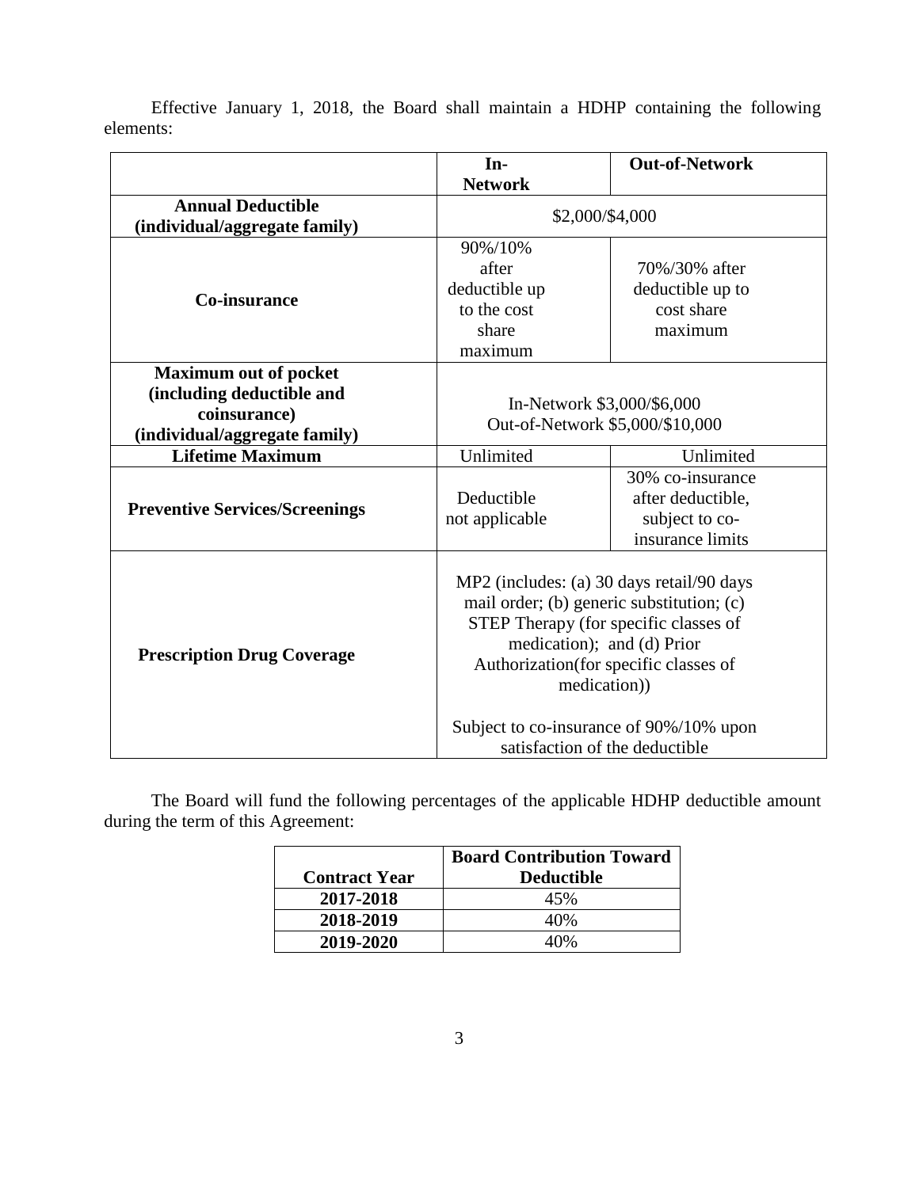Effective January 1, 2018, the Board shall maintain a HDHP containing the following elements:

| | In-Network | Out-of-Network |
|---|---|---|
| **Annual Deductible (individual/aggregate family)** | $2,000/$4,000 | |
| **Co-insurance** | 90%/10% after deductible up to the cost share maximum | 70%/30% after deductible up to cost share maximum |
| **Maximum out of pocket (including deductible and coinsurance) (individual/aggregate family)** | In-Network $3,000/$6,000<br>Out-of-Network $5,000/$10,000 | |
| **Lifetime Maximum** | Unlimited | Unlimited |
| **Preventive Services/Screenings** | Deductible not applicable | 30% co-insurance after deductible, subject to co-insurance limits |
| **Prescription Drug Coverage** | MP2 (includes: (a) 30 days retail/90 days mail order; (b) generic substitution; (c) STEP Therapy (for specific classes of medication); and (d) Prior Authorization(for specific classes of medication))<br><br>Subject to co-insurance of 90%/10% upon satisfaction of the deductible | |

The Board will fund the following percentages of the applicable HDHP deductible amount during the term of this Agreement:

| Contract Year | Board Contribution Toward Deductible |
|---|---|
| **2017-2018** | 45% |
| **2018-2019** | 40% |
| **2019-2020** | 40% |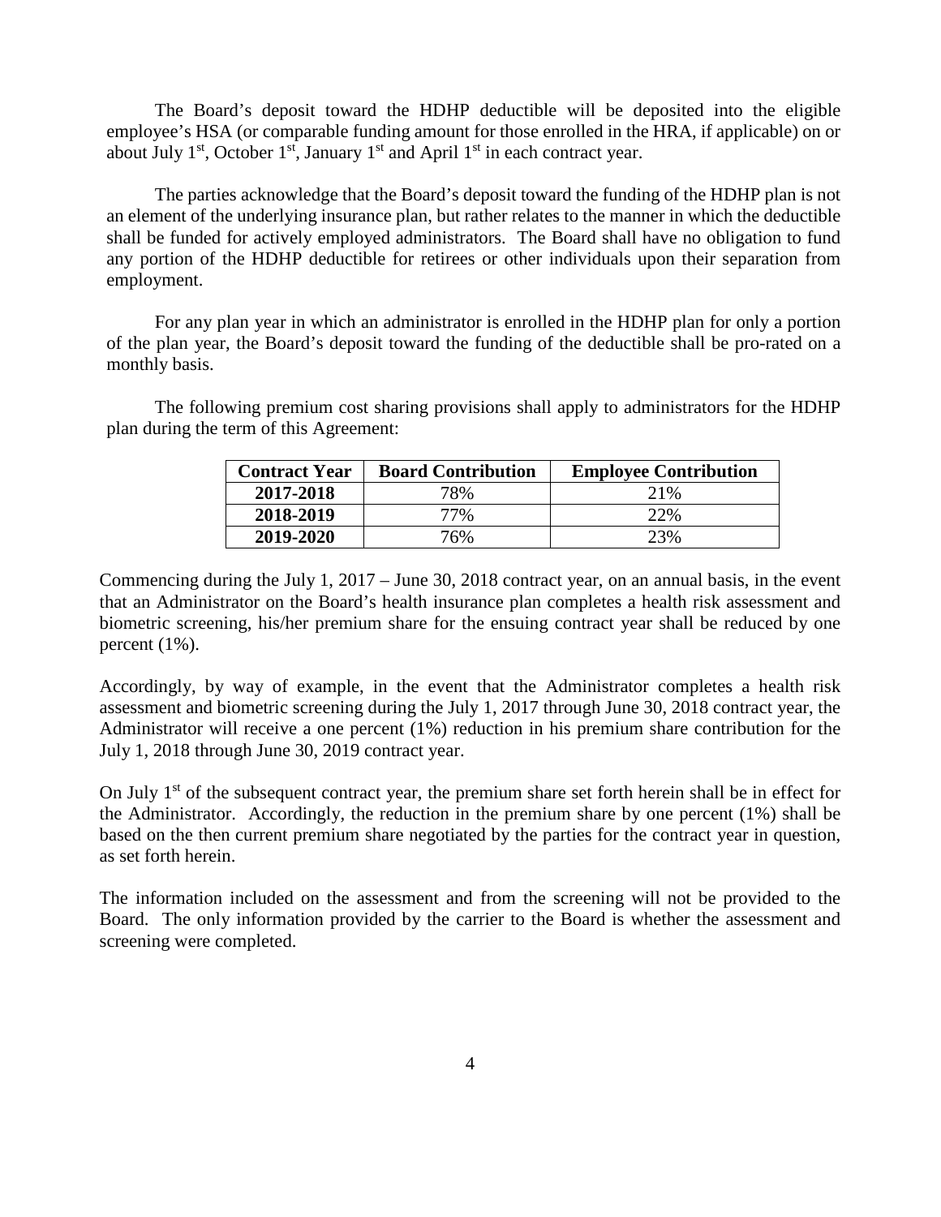The Board's deposit toward the HDHP deductible will be deposited into the eligible employee's HSA (or comparable funding amount for those enrolled in the HRA, if applicable) on or about July 1st, October 1st, January 1st and April 1st in each contract year.

The parties acknowledge that the Board's deposit toward the funding of the HDHP plan is not an element of the underlying insurance plan, but rather relates to the manner in which the deductible shall be funded for actively employed administrators. The Board shall have no obligation to fund any portion of the HDHP deductible for retirees or other individuals upon their separation from employment.

For any plan year in which an administrator is enrolled in the HDHP plan for only a portion of the plan year, the Board's deposit toward the funding of the deductible shall be pro-rated on a monthly basis.

The following premium cost sharing provisions shall apply to administrators for the HDHP plan during the term of this Agreement:

| Contract Year | Board Contribution | Employee Contribution |
|---|---|---|
| 2017-2018 | 78% | 21% |
| 2018-2019 | 77% | 22% |
| 2019-2020 | 76% | 23% |

Commencing during the July 1, 2017 – June 30, 2018 contract year, on an annual basis, in the event that an Administrator on the Board's health insurance plan completes a health risk assessment and biometric screening, his/her premium share for the ensuing contract year shall be reduced by one percent (1%).

Accordingly, by way of example, in the event that the Administrator completes a health risk assessment and biometric screening during the July 1, 2017 through June 30, 2018 contract year, the Administrator will receive a one percent (1%) reduction in his premium share contribution for the July 1, 2018 through June 30, 2019 contract year.

On July 1st of the subsequent contract year, the premium share set forth herein shall be in effect for the Administrator. Accordingly, the reduction in the premium share by one percent (1%) shall be based on the then current premium share negotiated by the parties for the contract year in question, as set forth herein.

The information included on the assessment and from the screening will not be provided to the Board. The only information provided by the carrier to the Board is whether the assessment and screening were completed.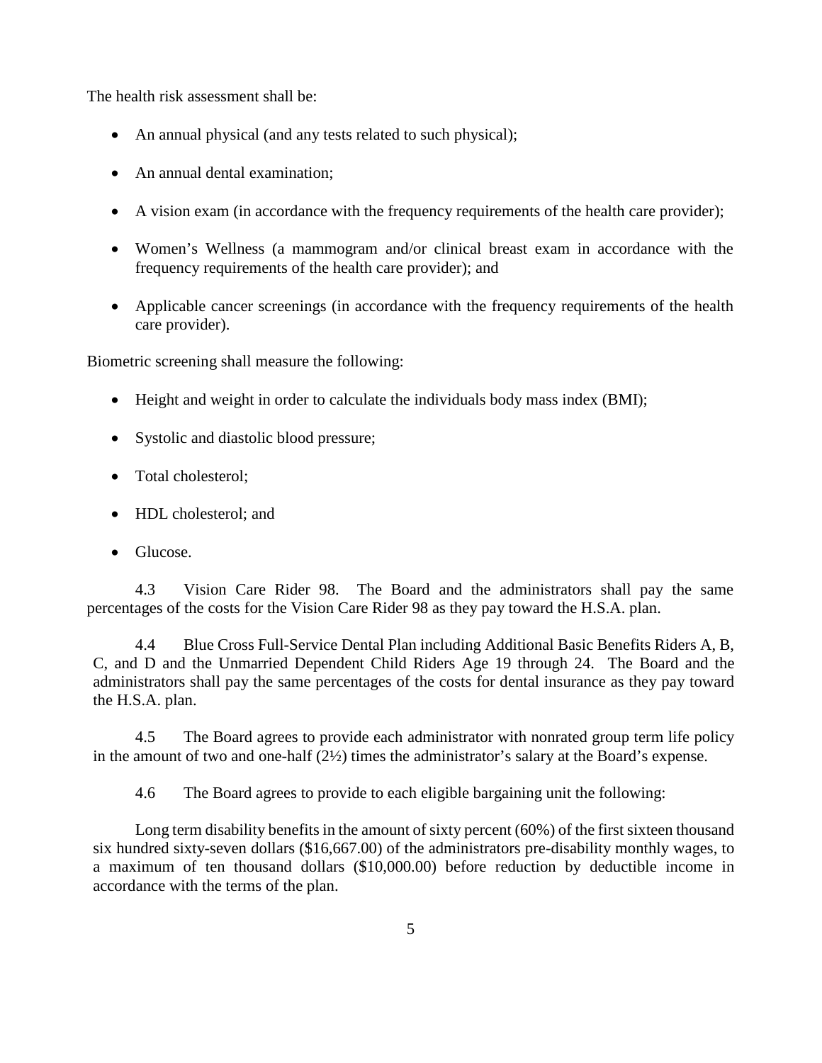The health risk assessment shall be:

- An annual physical (and any tests related to such physical);
- An annual dental examination;
- A vision exam (in accordance with the frequency requirements of the health care provider);
- Women's Wellness (a mammogram and/or clinical breast exam in accordance with the frequency requirements of the health care provider); and
- Applicable cancer screenings (in accordance with the frequency requirements of the health care provider).

Biometric screening shall measure the following:

- Height and weight in order to calculate the individuals body mass index (BMI);
- Systolic and diastolic blood pressure;
- Total cholesterol;
- HDL cholesterol; and
- Glucose.

4.3 Vision Care Rider 98. The Board and the administrators shall pay the same percentages of the costs for the Vision Care Rider 98 as they pay toward the H.S.A. plan.

4.4 Blue Cross Full-Service Dental Plan including Additional Basic Benefits Riders A, B, C, and D and the Unmarried Dependent Child Riders Age 19 through 24. The Board and the administrators shall pay the same percentages of the costs for dental insurance as they pay toward the H.S.A. plan.

4.5 The Board agrees to provide each administrator with nonrated group term life policy in the amount of two and one-half (2½) times the administrator's salary at the Board's expense.

4.6 The Board agrees to provide to each eligible bargaining unit the following:

Long term disability benefits in the amount of sixty percent (60%) of the first sixteen thousand six hundred sixty-seven dollars ($16,667.00) of the administrators pre-disability monthly wages, to a maximum of ten thousand dollars ($10,000.00) before reduction by deductible income in accordance with the terms of the plan.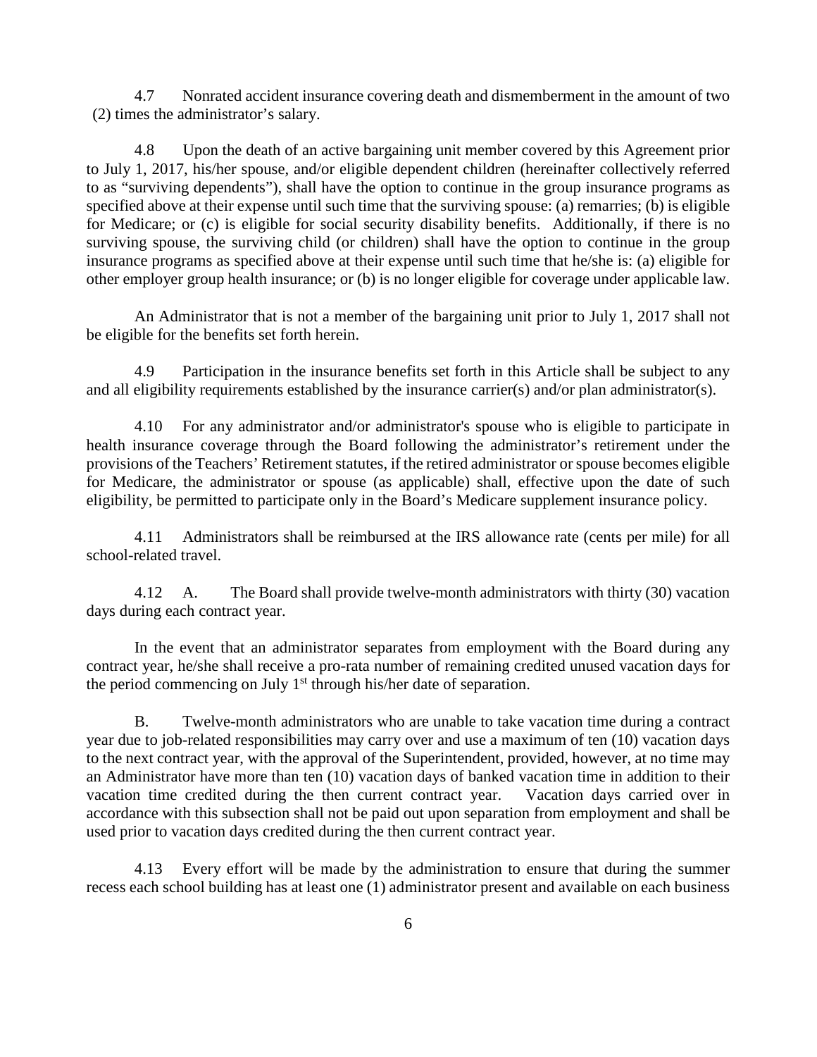4.7 Nonrated accident insurance covering death and dismemberment in the amount of two (2) times the administrator's salary.

4.8 Upon the death of an active bargaining unit member covered by this Agreement prior to July 1, 2017, his/her spouse, and/or eligible dependent children (hereinafter collectively referred to as "surviving dependents"), shall have the option to continue in the group insurance programs as specified above at their expense until such time that the surviving spouse: (a) remarries; (b) is eligible for Medicare; or (c) is eligible for social security disability benefits. Additionally, if there is no surviving spouse, the surviving child (or children) shall have the option to continue in the group insurance programs as specified above at their expense until such time that he/she is: (a) eligible for other employer group health insurance; or (b) is no longer eligible for coverage under applicable law.

An Administrator that is not a member of the bargaining unit prior to July 1, 2017 shall not be eligible for the benefits set forth herein.

4.9 Participation in the insurance benefits set forth in this Article shall be subject to any and all eligibility requirements established by the insurance carrier(s) and/or plan administrator(s).

4.10 For any administrator and/or administrator's spouse who is eligible to participate in health insurance coverage through the Board following the administrator's retirement under the provisions of the Teachers' Retirement statutes, if the retired administrator or spouse becomes eligible for Medicare, the administrator or spouse (as applicable) shall, effective upon the date of such eligibility, be permitted to participate only in the Board's Medicare supplement insurance policy.

4.11 Administrators shall be reimbursed at the IRS allowance rate (cents per mile) for all school-related travel.

4.12 A. The Board shall provide twelve-month administrators with thirty (30) vacation days during each contract year.

In the event that an administrator separates from employment with the Board during any contract year, he/she shall receive a pro-rata number of remaining credited unused vacation days for the period commencing on July 1st through his/her date of separation.

B. Twelve-month administrators who are unable to take vacation time during a contract year due to job-related responsibilities may carry over and use a maximum of ten (10) vacation days to the next contract year, with the approval of the Superintendent, provided, however, at no time may an Administrator have more than ten (10) vacation days of banked vacation time in addition to their vacation time credited during the then current contract year. Vacation days carried over in accordance with this subsection shall not be paid out upon separation from employment and shall be used prior to vacation days credited during the then current contract year.

4.13 Every effort will be made by the administration to ensure that during the summer recess each school building has at least one (1) administrator present and available on each business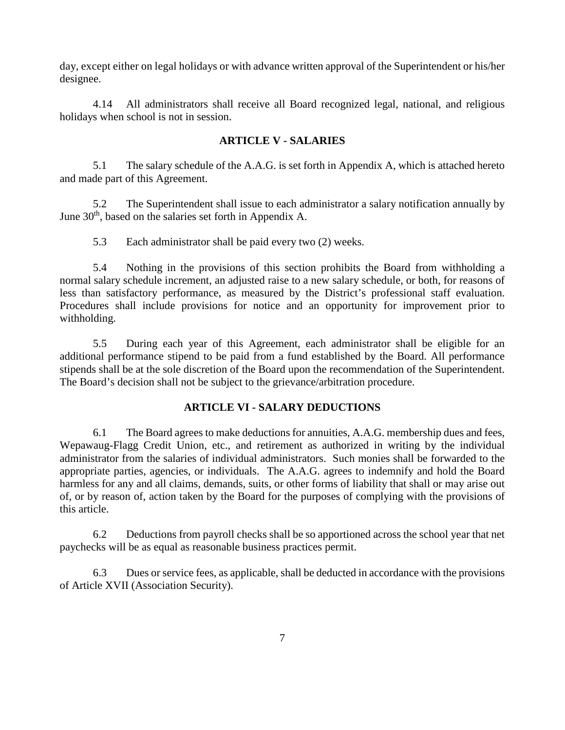day, except either on legal holidays or with advance written approval of the Superintendent or his/her designee.

4.14 All administrators shall receive all Board recognized legal, national, and religious holidays when school is not in session.

## ARTICLE V - SALARIES

5.1 The salary schedule of the A.A.G. is set forth in Appendix A, which is attached hereto and made part of this Agreement.

5.2 The Superintendent shall issue to each administrator a salary notification annually by June 30th, based on the salaries set forth in Appendix A.

5.3 Each administrator shall be paid every two (2) weeks.

5.4 Nothing in the provisions of this section prohibits the Board from withholding a normal salary schedule increment, an adjusted raise to a new salary schedule, or both, for reasons of less than satisfactory performance, as measured by the District's professional staff evaluation. Procedures shall include provisions for notice and an opportunity for improvement prior to withholding.

5.5 During each year of this Agreement, each administrator shall be eligible for an additional performance stipend to be paid from a fund established by the Board. All performance stipends shall be at the sole discretion of the Board upon the recommendation of the Superintendent. The Board's decision shall not be subject to the grievance/arbitration procedure.

## ARTICLE VI - SALARY DEDUCTIONS

6.1 The Board agrees to make deductions for annuities, A.A.G. membership dues and fees, Wepawaug-Flagg Credit Union, etc., and retirement as authorized in writing by the individual administrator from the salaries of individual administrators. Such monies shall be forwarded to the appropriate parties, agencies, or individuals. The A.A.G. agrees to indemnify and hold the Board harmless for any and all claims, demands, suits, or other forms of liability that shall or may arise out of, or by reason of, action taken by the Board for the purposes of complying with the provisions of this article.

6.2 Deductions from payroll checks shall be so apportioned across the school year that net paychecks will be as equal as reasonable business practices permit.

6.3 Dues or service fees, as applicable, shall be deducted in accordance with the provisions of Article XVII (Association Security).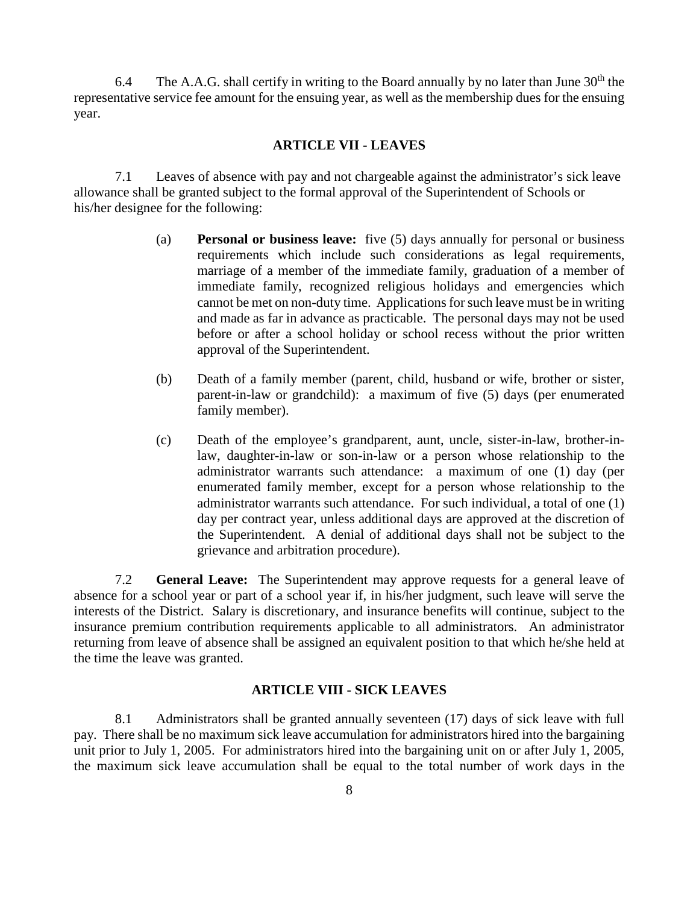6.4 The A.A.G. shall certify in writing to the Board annually by no later than June 30th the representative service fee amount for the ensuing year, as well as the membership dues for the ensuing year.

## ARTICLE VII - LEAVES

7.1 Leaves of absence with pay and not chargeable against the administrator's sick leave allowance shall be granted subject to the formal approval of the Superintendent of Schools or his/her designee for the following:

(a) **Personal or business leave:** five (5) days annually for personal or business requirements which include such considerations as legal requirements, marriage of a member of the immediate family, graduation of a member of immediate family, recognized religious holidays and emergencies which cannot be met on non-duty time. Applications for such leave must be in writing and made as far in advance as practicable. The personal days may not be used before or after a school holiday or school recess without the prior written approval of the Superintendent.

(b) Death of a family member (parent, child, husband or wife, brother or sister, parent-in-law or grandchild): a maximum of five (5) days (per enumerated family member).

(c) Death of the employee's grandparent, aunt, uncle, sister-in-law, brother-in-law, daughter-in-law or son-in-law or a person whose relationship to the administrator warrants such attendance: a maximum of one (1) day (per enumerated family member, except for a person whose relationship to the administrator warrants such attendance. For such individual, a total of one (1) day per contract year, unless additional days are approved at the discretion of the Superintendent. A denial of additional days shall not be subject to the grievance and arbitration procedure).

7.2 **General Leave:** The Superintendent may approve requests for a general leave of absence for a school year or part of a school year if, in his/her judgment, such leave will serve the interests of the District. Salary is discretionary, and insurance benefits will continue, subject to the insurance premium contribution requirements applicable to all administrators. An administrator returning from leave of absence shall be assigned an equivalent position to that which he/she held at the time the leave was granted.

## ARTICLE VIII - SICK LEAVES

8.1 Administrators shall be granted annually seventeen (17) days of sick leave with full pay. There shall be no maximum sick leave accumulation for administrators hired into the bargaining unit prior to July 1, 2005. For administrators hired into the bargaining unit on or after July 1, 2005, the maximum sick leave accumulation shall be equal to the total number of work days in the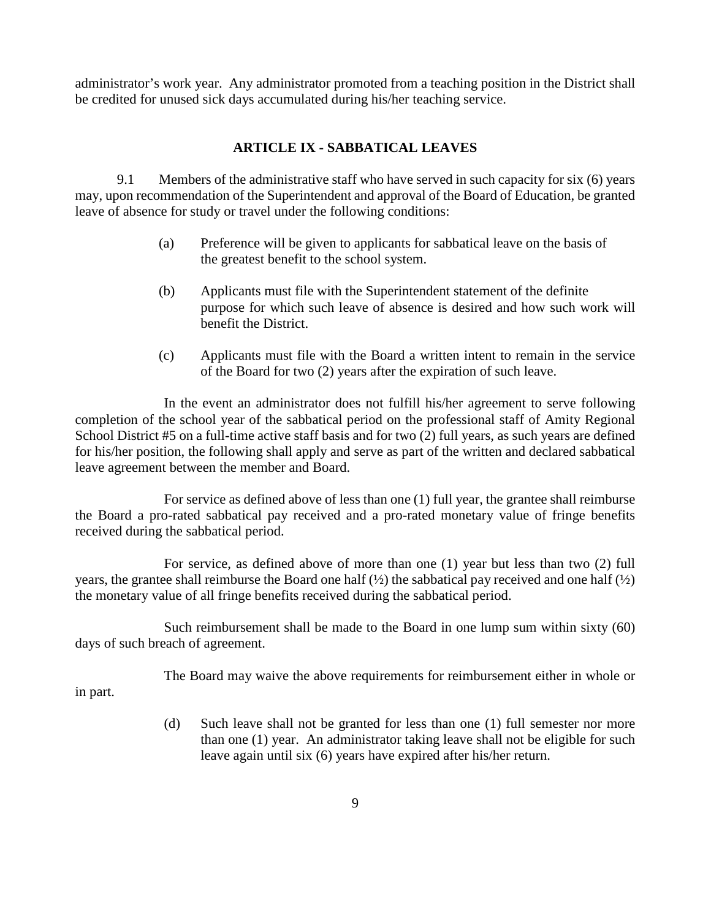administrator's work year. Any administrator promoted from a teaching position in the District shall be credited for unused sick days accumulated during his/her teaching service.

## ARTICLE IX - SABBATICAL LEAVES

9.1 Members of the administrative staff who have served in such capacity for six (6) years may, upon recommendation of the Superintendent and approval of the Board of Education, be granted leave of absence for study or travel under the following conditions:

(a) Preference will be given to applicants for sabbatical leave on the basis of the greatest benefit to the school system.

(b) Applicants must file with the Superintendent statement of the definite purpose for which such leave of absence is desired and how such work will benefit the District.

(c) Applicants must file with the Board a written intent to remain in the service of the Board for two (2) years after the expiration of such leave.

In the event an administrator does not fulfill his/her agreement to serve following completion of the school year of the sabbatical period on the professional staff of Amity Regional School District #5 on a full-time active staff basis and for two (2) full years, as such years are defined for his/her position, the following shall apply and serve as part of the written and declared sabbatical leave agreement between the member and Board.

For service as defined above of less than one (1) full year, the grantee shall reimburse the Board a pro-rated sabbatical pay received and a pro-rated monetary value of fringe benefits received during the sabbatical period.

For service, as defined above of more than one (1) year but less than two (2) full years, the grantee shall reimburse the Board one half (½) the sabbatical pay received and one half (½) the monetary value of all fringe benefits received during the sabbatical period.

Such reimbursement shall be made to the Board in one lump sum within sixty (60) days of such breach of agreement.

The Board may waive the above requirements for reimbursement either in whole or in part.

(d) Such leave shall not be granted for less than one (1) full semester nor more than one (1) year. An administrator taking leave shall not be eligible for such leave again until six (6) years have expired after his/her return.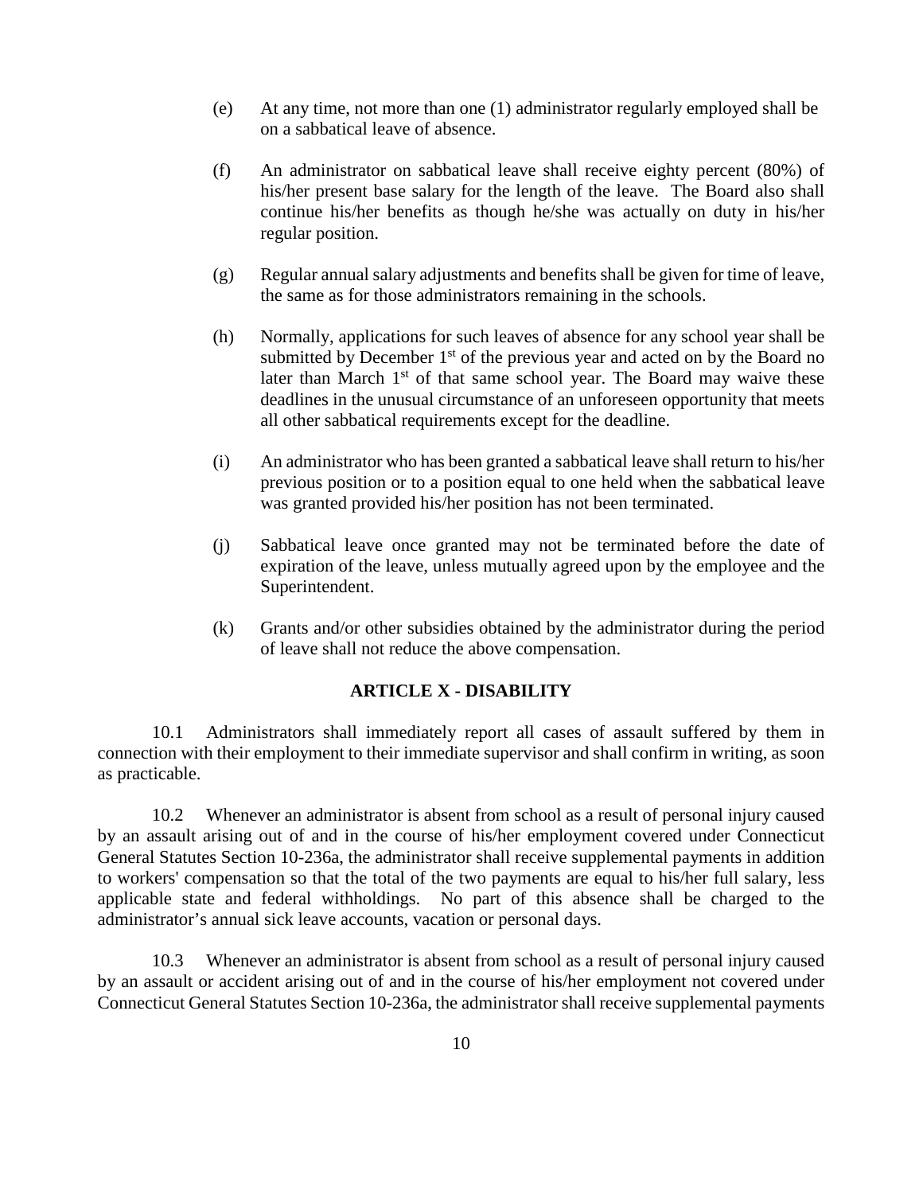(e) At any time, not more than one (1) administrator regularly employed shall be on a sabbatical leave of absence.

(f) An administrator on sabbatical leave shall receive eighty percent (80%) of his/her present base salary for the length of the leave. The Board also shall continue his/her benefits as though he/she was actually on duty in his/her regular position.

(g) Regular annual salary adjustments and benefits shall be given for time of leave, the same as for those administrators remaining in the schools.

(h) Normally, applications for such leaves of absence for any school year shall be submitted by December 1st of the previous year and acted on by the Board no later than March 1st of that same school year. The Board may waive these deadlines in the unusual circumstance of an unforeseen opportunity that meets all other sabbatical requirements except for the deadline.

(i) An administrator who has been granted a sabbatical leave shall return to his/her previous position or to a position equal to one held when the sabbatical leave was granted provided his/her position has not been terminated.

(j) Sabbatical leave once granted may not be terminated before the date of expiration of the leave, unless mutually agreed upon by the employee and the Superintendent.

(k) Grants and/or other subsidies obtained by the administrator during the period of leave shall not reduce the above compensation.

## ARTICLE X - DISABILITY

10.1 Administrators shall immediately report all cases of assault suffered by them in connection with their employment to their immediate supervisor and shall confirm in writing, as soon as practicable.

10.2 Whenever an administrator is absent from school as a result of personal injury caused by an assault arising out of and in the course of his/her employment covered under Connecticut General Statutes Section 10-236a, the administrator shall receive supplemental payments in addition to workers' compensation so that the total of the two payments are equal to his/her full salary, less applicable state and federal withholdings. No part of this absence shall be charged to the administrator's annual sick leave accounts, vacation or personal days.

10.3 Whenever an administrator is absent from school as a result of personal injury caused by an assault or accident arising out of and in the course of his/her employment not covered under Connecticut General Statutes Section 10-236a, the administrator shall receive supplemental payments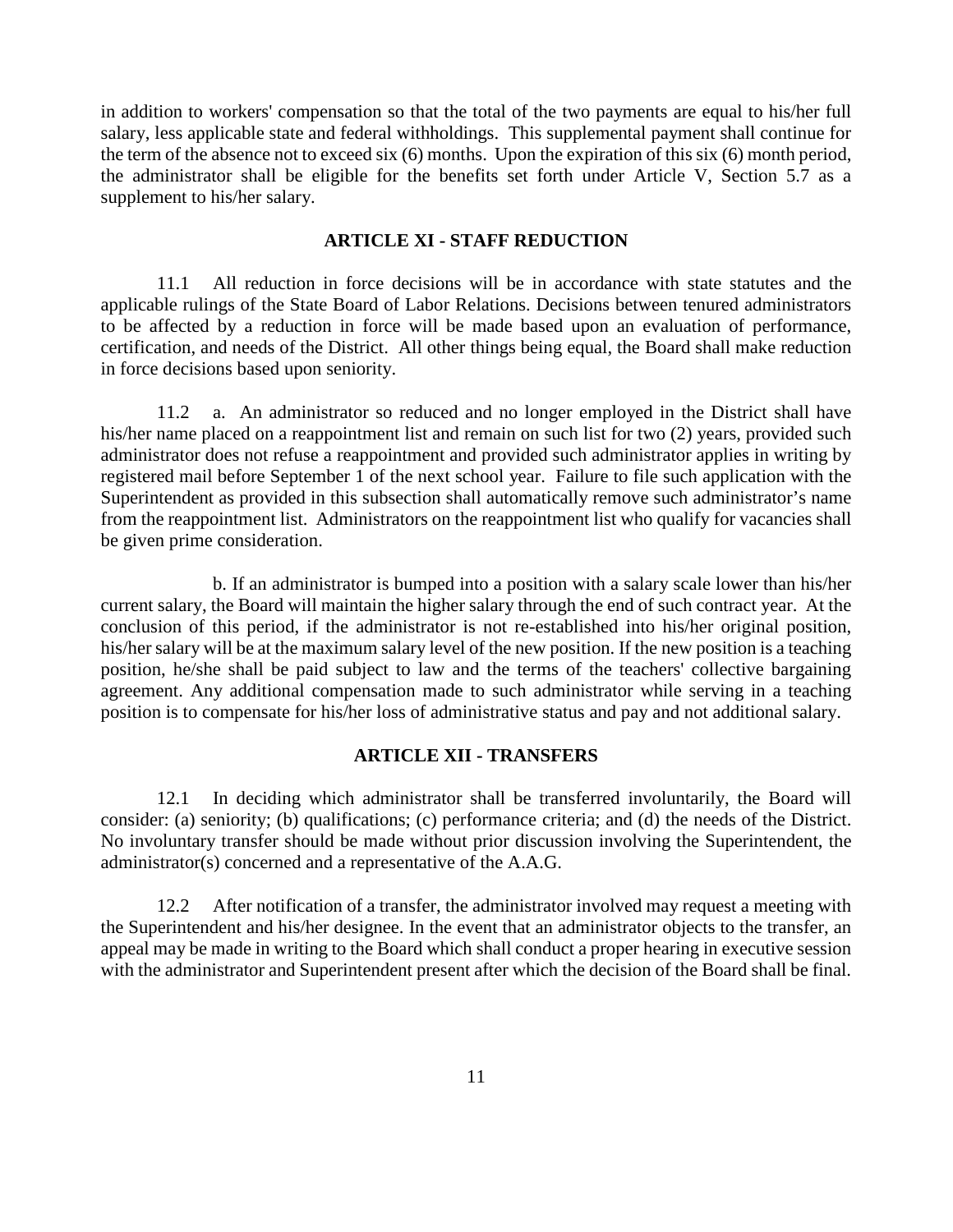in addition to workers' compensation so that the total of the two payments are equal to his/her full salary, less applicable state and federal withholdings. This supplemental payment shall continue for the term of the absence not to exceed six (6) months. Upon the expiration of this six (6) month period, the administrator shall be eligible for the benefits set forth under Article V, Section 5.7 as a supplement to his/her salary.

## ARTICLE XI - STAFF REDUCTION

11.1 All reduction in force decisions will be in accordance with state statutes and the applicable rulings of the State Board of Labor Relations. Decisions between tenured administrators to be affected by a reduction in force will be made based upon an evaluation of performance, certification, and needs of the District. All other things being equal, the Board shall make reduction in force decisions based upon seniority.

11.2 a. An administrator so reduced and no longer employed in the District shall have his/her name placed on a reappointment list and remain on such list for two (2) years, provided such administrator does not refuse a reappointment and provided such administrator applies in writing by registered mail before September 1 of the next school year. Failure to file such application with the Superintendent as provided in this subsection shall automatically remove such administrator's name from the reappointment list. Administrators on the reappointment list who qualify for vacancies shall be given prime consideration.

b. If an administrator is bumped into a position with a salary scale lower than his/her current salary, the Board will maintain the higher salary through the end of such contract year. At the conclusion of this period, if the administrator is not re-established into his/her original position, his/her salary will be at the maximum salary level of the new position. If the new position is a teaching position, he/she shall be paid subject to law and the terms of the teachers' collective bargaining agreement. Any additional compensation made to such administrator while serving in a teaching position is to compensate for his/her loss of administrative status and pay and not additional salary.

## ARTICLE XII - TRANSFERS

12.1 In deciding which administrator shall be transferred involuntarily, the Board will consider: (a) seniority; (b) qualifications; (c) performance criteria; and (d) the needs of the District. No involuntary transfer should be made without prior discussion involving the Superintendent, the administrator(s) concerned and a representative of the A.A.G.

12.2 After notification of a transfer, the administrator involved may request a meeting with the Superintendent and his/her designee. In the event that an administrator objects to the transfer, an appeal may be made in writing to the Board which shall conduct a proper hearing in executive session with the administrator and Superintendent present after which the decision of the Board shall be final.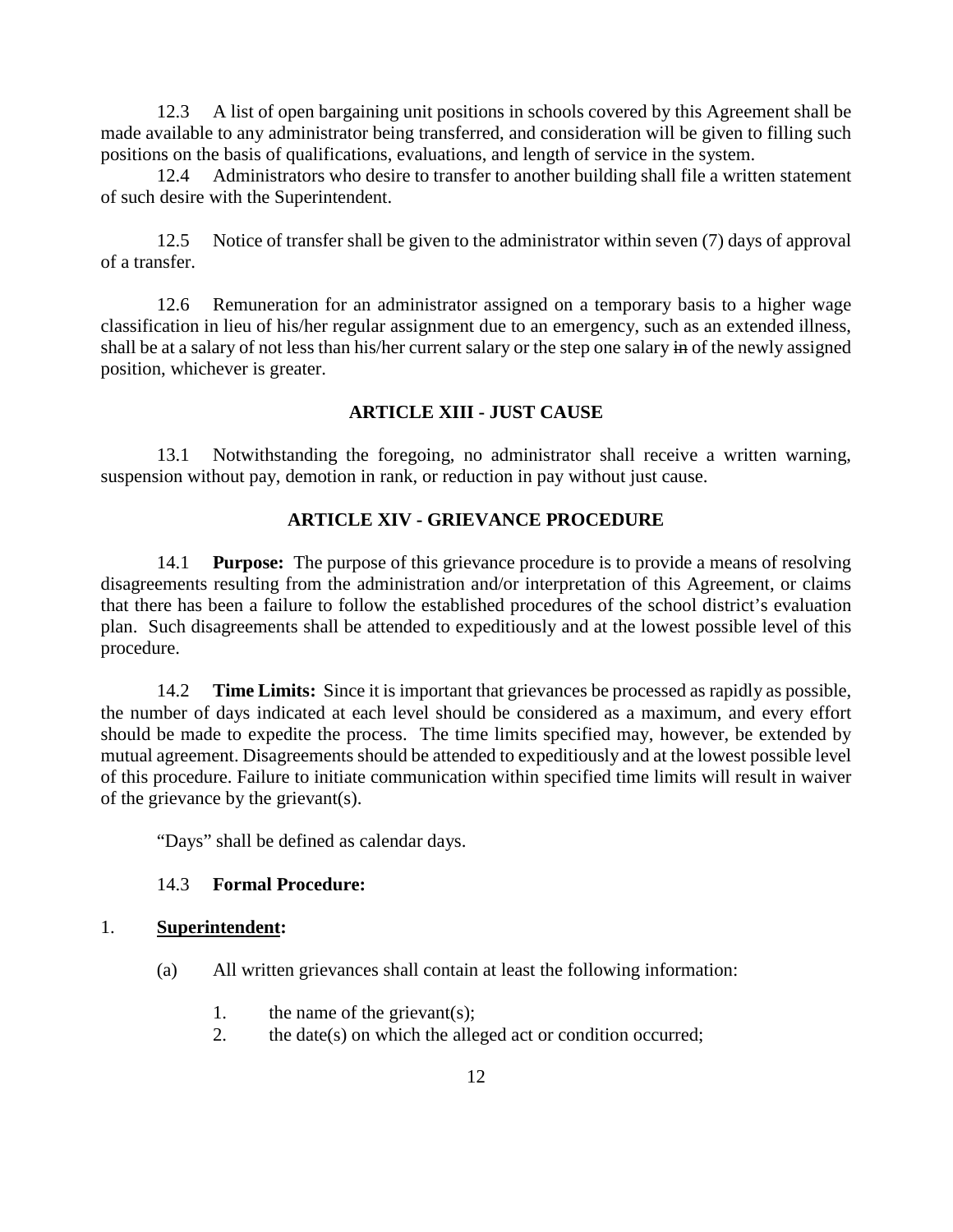12.3 A list of open bargaining unit positions in schools covered by this Agreement shall be made available to any administrator being transferred, and consideration will be given to filling such positions on the basis of qualifications, evaluations, and length of service in the system.

12.4 Administrators who desire to transfer to another building shall file a written statement of such desire with the Superintendent.

12.5 Notice of transfer shall be given to the administrator within seven (7) days of approval of a transfer.

12.6 Remuneration for an administrator assigned on a temporary basis to a higher wage classification in lieu of his/her regular assignment due to an emergency, such as an extended illness, shall be at a salary of not less than his/her current salary or the step one salary ~~in~~ of the newly assigned position, whichever is greater.

## ARTICLE XIII - JUST CAUSE

13.1 Notwithstanding the foregoing, no administrator shall receive a written warning, suspension without pay, demotion in rank, or reduction in pay without just cause.

## ARTICLE XIV - GRIEVANCE PROCEDURE

14.1 **Purpose:** The purpose of this grievance procedure is to provide a means of resolving disagreements resulting from the administration and/or interpretation of this Agreement, or claims that there has been a failure to follow the established procedures of the school district's evaluation plan. Such disagreements shall be attended to expeditiously and at the lowest possible level of this procedure.

14.2 **Time Limits:** Since it is important that grievances be processed as rapidly as possible, the number of days indicated at each level should be considered as a maximum, and every effort should be made to expedite the process. The time limits specified may, however, be extended by mutual agreement. Disagreements should be attended to expeditiously and at the lowest possible level of this procedure. Failure to initiate communication within specified time limits will result in waiver of the grievance by the grievant(s).

"Days" shall be defined as calendar days.

14.3 **Formal Procedure:**

1. **Superintendent:**

   (a) All written grievances shall contain at least the following information:

   1. the name of the grievant(s);
   2. the date(s) on which the alleged act or condition occurred;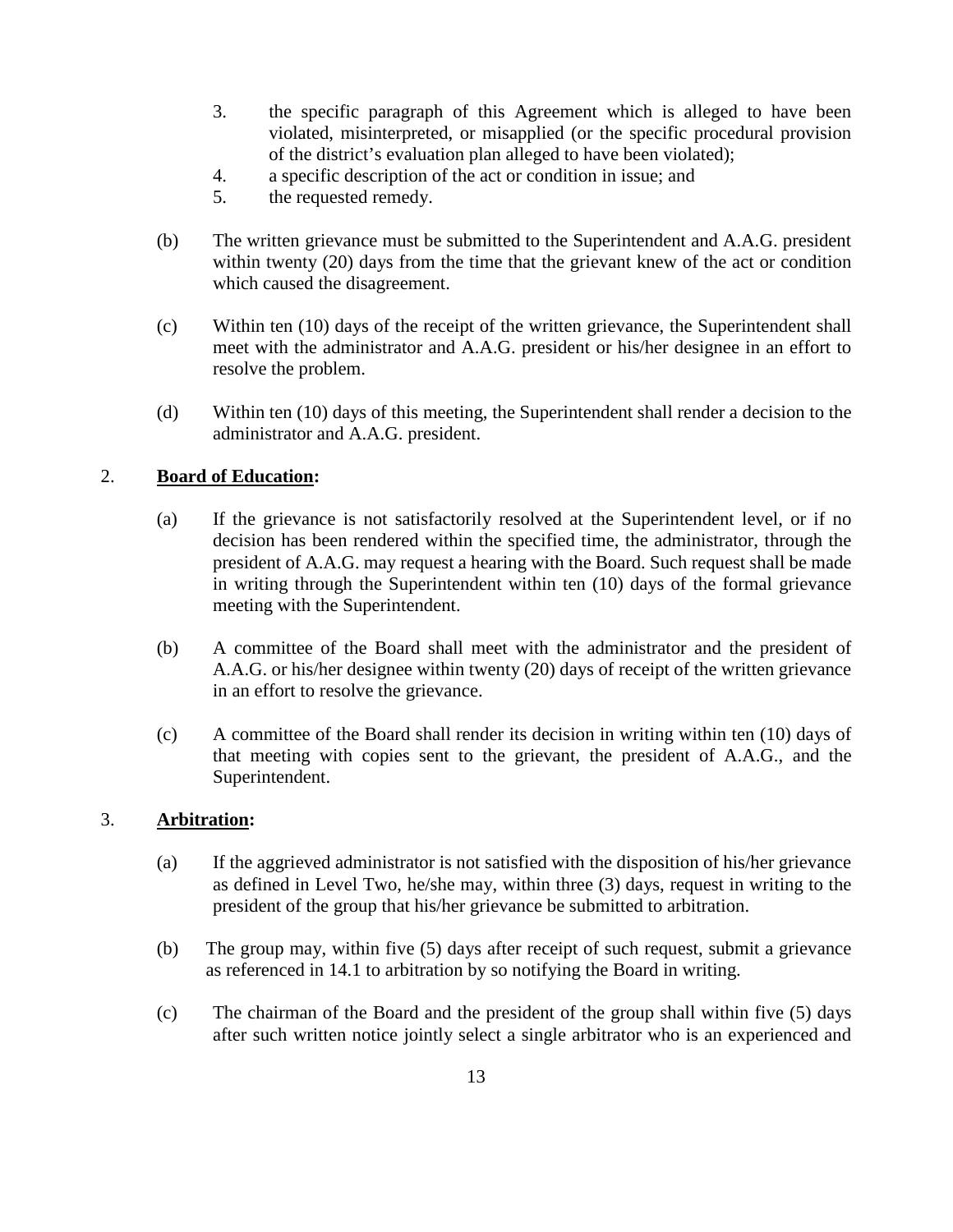3. the specific paragraph of this Agreement which is alleged to have been violated, misinterpreted, or misapplied (or the specific procedural provision of the district's evaluation plan alleged to have been violated);
4. a specific description of the act or condition in issue; and
5. the requested remedy.

(b) The written grievance must be submitted to the Superintendent and A.A.G. president within twenty (20) days from the time that the grievant knew of the act or condition which caused the disagreement.

(c) Within ten (10) days of the receipt of the written grievance, the Superintendent shall meet with the administrator and A.A.G. president or his/her designee in an effort to resolve the problem.

(d) Within ten (10) days of this meeting, the Superintendent shall render a decision to the administrator and A.A.G. president.

2. **<u>Board of Education</u>:**

(a) If the grievance is not satisfactorily resolved at the Superintendent level, or if no decision has been rendered within the specified time, the administrator, through the president of A.A.G. may request a hearing with the Board. Such request shall be made in writing through the Superintendent within ten (10) days of the formal grievance meeting with the Superintendent.

(b) A committee of the Board shall meet with the administrator and the president of A.A.G. or his/her designee within twenty (20) days of receipt of the written grievance in an effort to resolve the grievance.

(c) A committee of the Board shall render its decision in writing within ten (10) days of that meeting with copies sent to the grievant, the president of A.A.G., and the Superintendent.

3. **<u>Arbitration</u>:**

(a) If the aggrieved administrator is not satisfied with the disposition of his/her grievance as defined in Level Two, he/she may, within three (3) days, request in writing to the president of the group that his/her grievance be submitted to arbitration.

(b) The group may, within five (5) days after receipt of such request, submit a grievance as referenced in 14.1 to arbitration by so notifying the Board in writing.

(c) The chairman of the Board and the president of the group shall within five (5) days after such written notice jointly select a single arbitrator who is an experienced and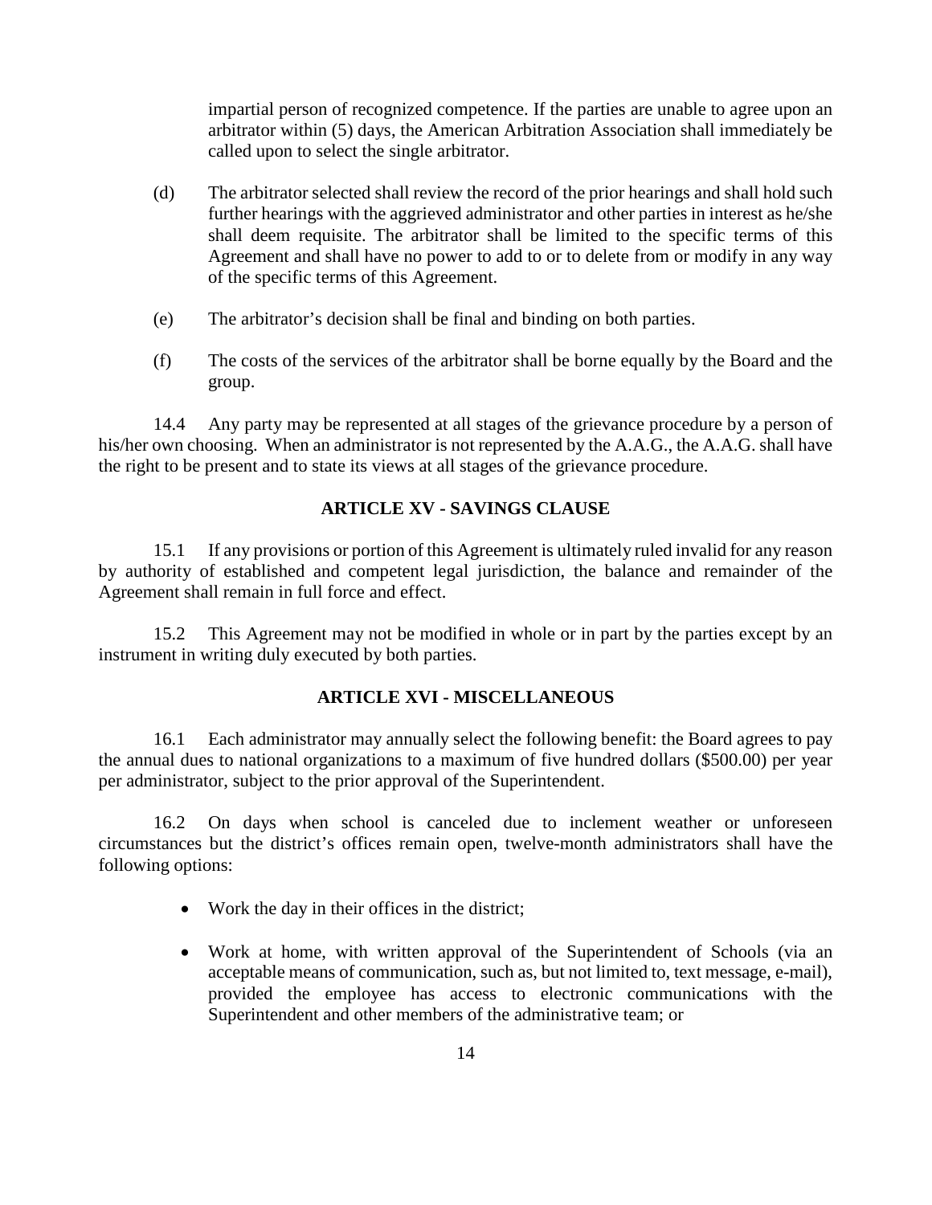impartial person of recognized competence. If the parties are unable to agree upon an arbitrator within (5) days, the American Arbitration Association shall immediately be called upon to select the single arbitrator.

(d) The arbitrator selected shall review the record of the prior hearings and shall hold such further hearings with the aggrieved administrator and other parties in interest as he/she shall deem requisite. The arbitrator shall be limited to the specific terms of this Agreement and shall have no power to add to or to delete from or modify in any way of the specific terms of this Agreement.

(e) The arbitrator's decision shall be final and binding on both parties.

(f) The costs of the services of the arbitrator shall be borne equally by the Board and the group.

14.4 Any party may be represented at all stages of the grievance procedure by a person of his/her own choosing. When an administrator is not represented by the A.A.G., the A.A.G. shall have the right to be present and to state its views at all stages of the grievance procedure.

## ARTICLE XV - SAVINGS CLAUSE

15.1 If any provisions or portion of this Agreement is ultimately ruled invalid for any reason by authority of established and competent legal jurisdiction, the balance and remainder of the Agreement shall remain in full force and effect.

15.2 This Agreement may not be modified in whole or in part by the parties except by an instrument in writing duly executed by both parties.

## ARTICLE XVI - MISCELLANEOUS

16.1 Each administrator may annually select the following benefit: the Board agrees to pay the annual dues to national organizations to a maximum of five hundred dollars ($500.00) per year per administrator, subject to the prior approval of the Superintendent.

16.2 On days when school is canceled due to inclement weather or unforeseen circumstances but the district's offices remain open, twelve-month administrators shall have the following options:

- Work the day in their offices in the district;
- Work at home, with written approval of the Superintendent of Schools (via an acceptable means of communication, such as, but not limited to, text message, e-mail), provided the employee has access to electronic communications with the Superintendent and other members of the administrative team; or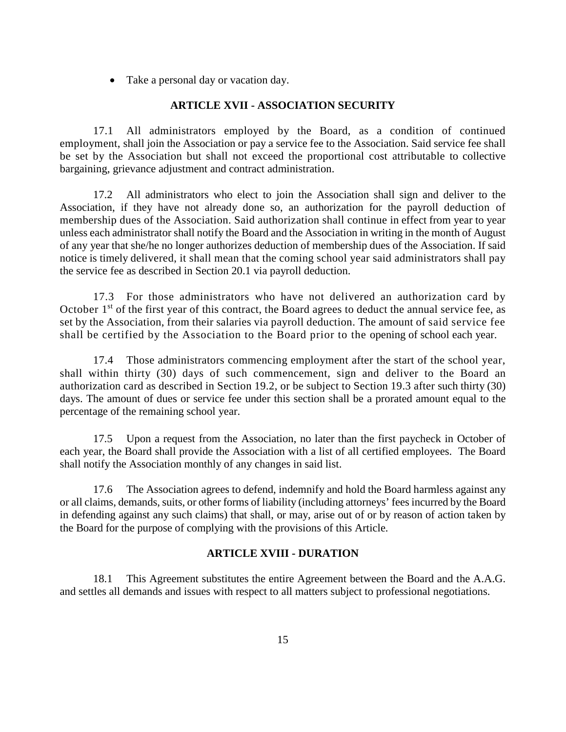- Take a personal day or vacation day.

## ARTICLE XVII - ASSOCIATION SECURITY

17.1 All administrators employed by the Board, as a condition of continued employment, shall join the Association or pay a service fee to the Association. Said service fee shall be set by the Association but shall not exceed the proportional cost attributable to collective bargaining, grievance adjustment and contract administration.

17.2 All administrators who elect to join the Association shall sign and deliver to the Association, if they have not already done so, an authorization for the payroll deduction of membership dues of the Association. Said authorization shall continue in effect from year to year unless each administrator shall notify the Board and the Association in writing in the month of August of any year that she/he no longer authorizes deduction of membership dues of the Association. If said notice is timely delivered, it shall mean that the coming school year said administrators shall pay the service fee as described in Section 20.1 via payroll deduction.

17.3 For those administrators who have not delivered an authorization card by October 1st of the first year of this contract, the Board agrees to deduct the annual service fee, as set by the Association, from their salaries via payroll deduction. The amount of said service fee shall be certified by the Association to the Board prior to the opening of school each year.

17.4 Those administrators commencing employment after the start of the school year, shall within thirty (30) days of such commencement, sign and deliver to the Board an authorization card as described in Section 19.2, or be subject to Section 19.3 after such thirty (30) days. The amount of dues or service fee under this section shall be a prorated amount equal to the percentage of the remaining school year.

17.5 Upon a request from the Association, no later than the first paycheck in October of each year, the Board shall provide the Association with a list of all certified employees. The Board shall notify the Association monthly of any changes in said list.

17.6 The Association agrees to defend, indemnify and hold the Board harmless against any or all claims, demands, suits, or other forms of liability (including attorneys' fees incurred by the Board in defending against any such claims) that shall, or may, arise out of or by reason of action taken by the Board for the purpose of complying with the provisions of this Article.

## ARTICLE XVIII - DURATION

18.1 This Agreement substitutes the entire Agreement between the Board and the A.A.G. and settles all demands and issues with respect to all matters subject to professional negotiations.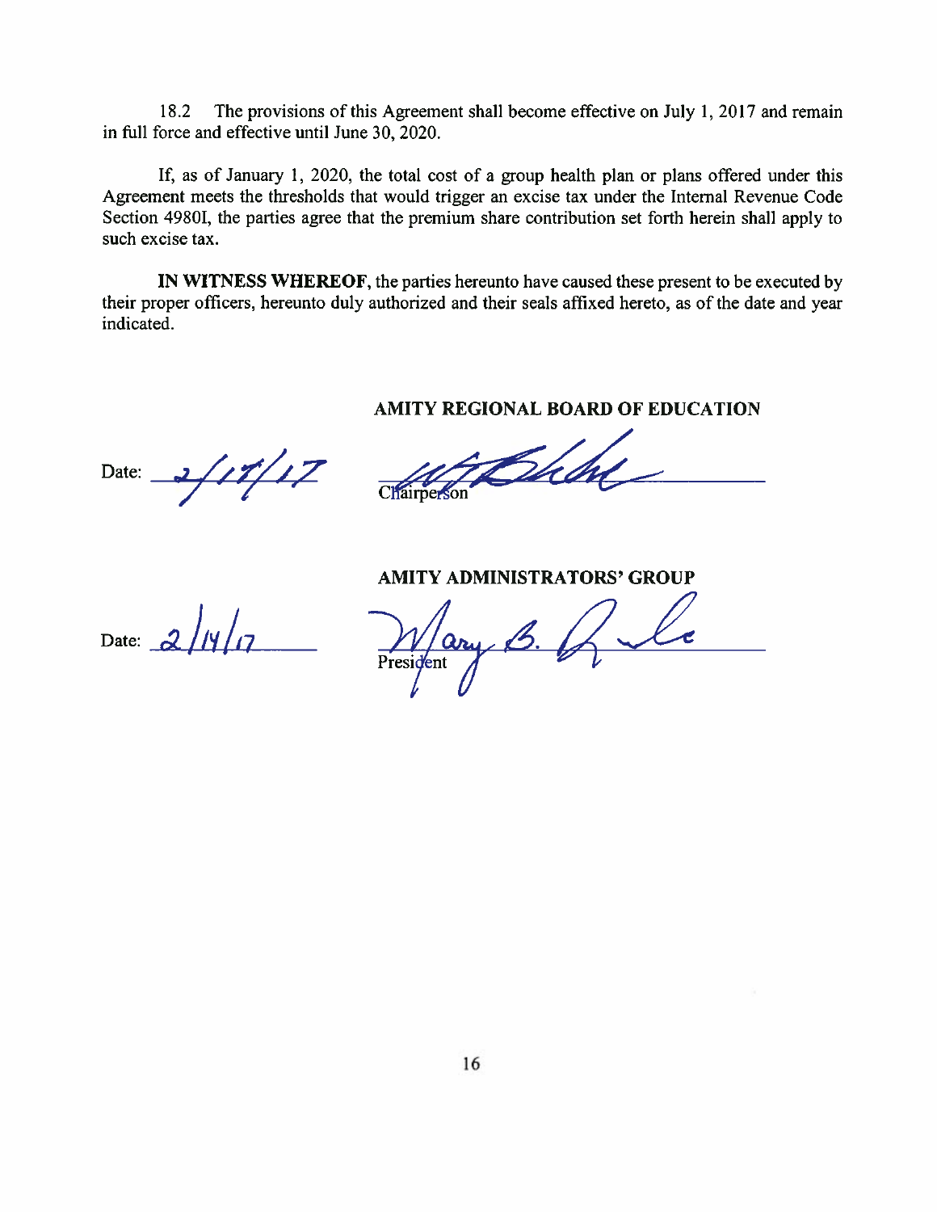18.2 The provisions of this Agreement shall become effective on July 1, 2017 and remain in full force and effective until June 30, 2020.

If, as of January 1, 2020, the total cost of a group health plan or plans offered under this Agreement meets the thresholds that would trigger an excise tax under the Internal Revenue Code Section 4980I, the parties agree that the premium share contribution set forth herein shall apply to such excise tax.

**IN WITNESS WHEREOF**, the parties hereunto have caused these present to be executed by their proper officers, hereunto duly authorized and their seals affixed hereto, as of the date and year indicated.

**AMITY REGIONAL BOARD OF EDUCATION**

Date: 2/17/17

Chairperson

**AMITY ADMINISTRATORS' GROUP**

Date: 2/14/17

President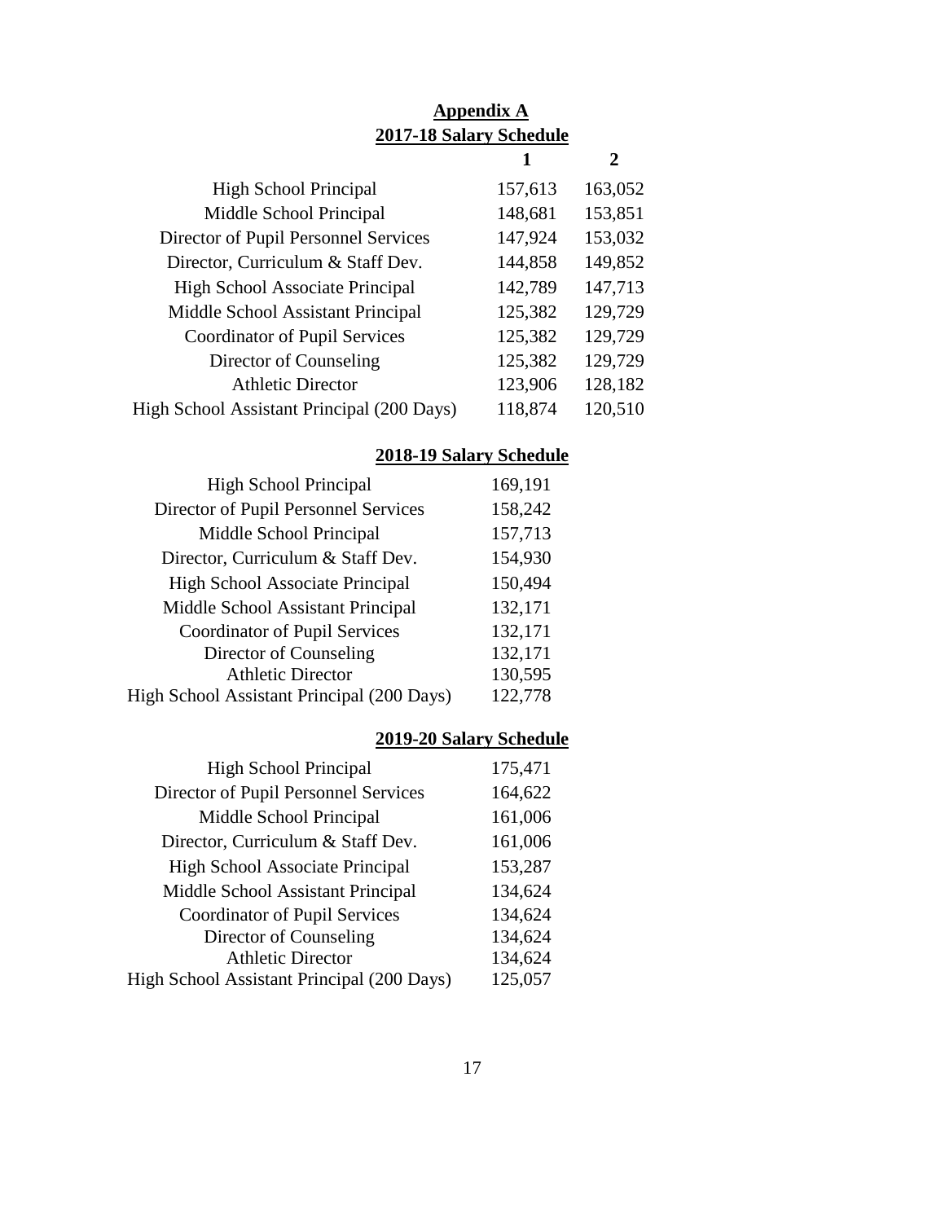## Appendix A

### 2017-18 Salary Schedule

| | 1 | 2 |
|---|---|---|
| High School Principal | 157,613 | 163,052 |
| Middle School Principal | 148,681 | 153,851 |
| Director of Pupil Personnel Services | 147,924 | 153,032 |
| Director, Curriculum & Staff Dev. | 144,858 | 149,852 |
| High School Associate Principal | 142,789 | 147,713 |
| Middle School Assistant Principal | 125,382 | 129,729 |
| Coordinator of Pupil Services | 125,382 | 129,729 |
| Director of Counseling | 125,382 | 129,729 |
| Athletic Director | 123,906 | 128,182 |
| High School Assistant Principal (200 Days) | 118,874 | 120,510 |

### 2018-19 Salary Schedule

| | |
|---|---|
| High School Principal | 169,191 |
| Director of Pupil Personnel Services | 158,242 |
| Middle School Principal | 157,713 |
| Director, Curriculum & Staff Dev. | 154,930 |
| High School Associate Principal | 150,494 |
| Middle School Assistant Principal | 132,171 |
| Coordinator of Pupil Services | 132,171 |
| Director of Counseling | 132,171 |
| Athletic Director | 130,595 |
| High School Assistant Principal (200 Days) | 122,778 |

### 2019-20 Salary Schedule

| | |
|---|---|
| High School Principal | 175,471 |
| Director of Pupil Personnel Services | 164,622 |
| Middle School Principal | 161,006 |
| Director, Curriculum & Staff Dev. | 161,006 |
| High School Associate Principal | 153,287 |
| Middle School Assistant Principal | 134,624 |
| Coordinator of Pupil Services | 134,624 |
| Director of Counseling | 134,624 |
| Athletic Director | 134,624 |
| High School Assistant Principal (200 Days) | 125,057 |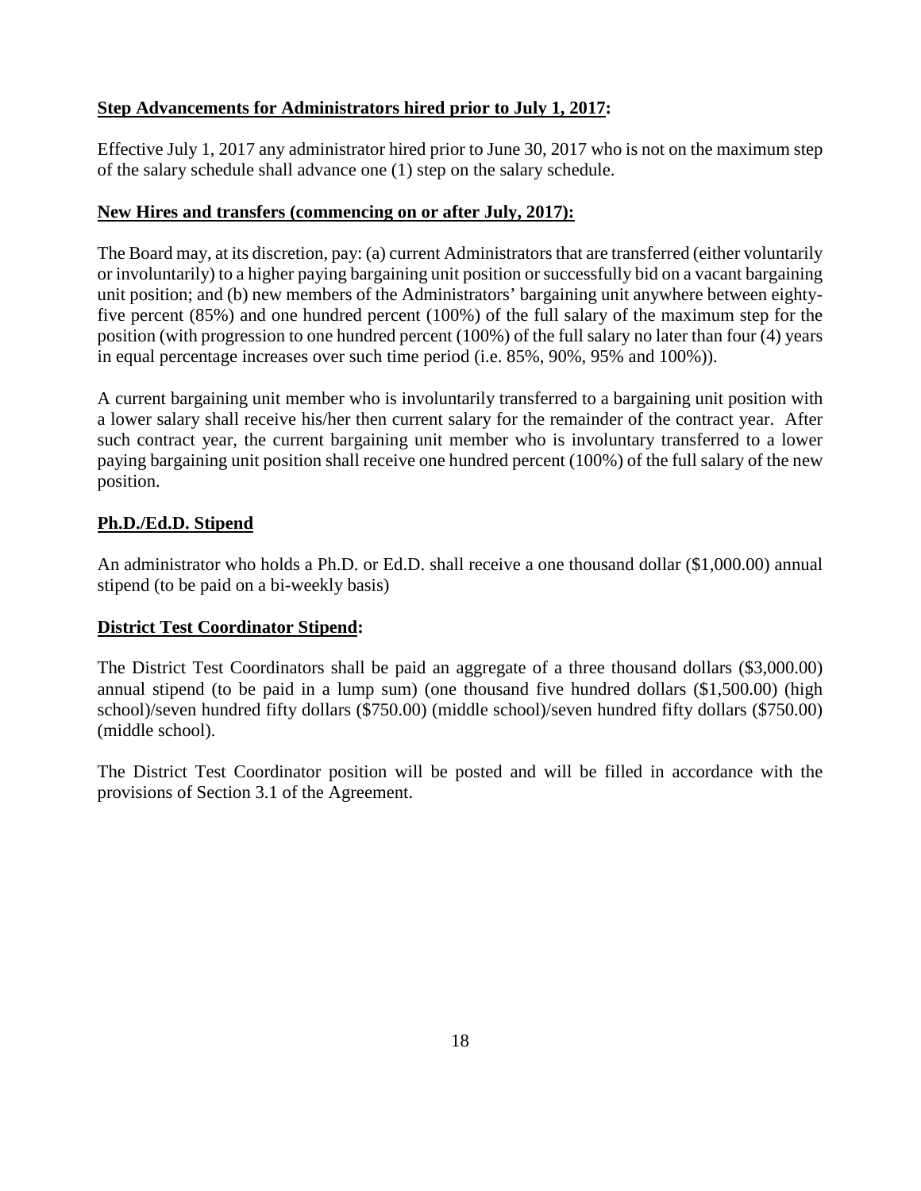**Step Advancements for Administrators hired prior to July 1, 2017:**

Effective July 1, 2017 any administrator hired prior to June 30, 2017 who is not on the maximum step of the salary schedule shall advance one (1) step on the salary schedule.

**New Hires and transfers (commencing on or after July, 2017):**

The Board may, at its discretion, pay: (a) current Administrators that are transferred (either voluntarily or involuntarily) to a higher paying bargaining unit position or successfully bid on a vacant bargaining unit position; and (b) new members of the Administrators' bargaining unit anywhere between eighty-five percent (85%) and one hundred percent (100%) of the full salary of the maximum step for the position (with progression to one hundred percent (100%) of the full salary no later than four (4) years in equal percentage increases over such time period (i.e. 85%, 90%, 95% and 100%)).

A current bargaining unit member who is involuntarily transferred to a bargaining unit position with a lower salary shall receive his/her then current salary for the remainder of the contract year. After such contract year, the current bargaining unit member who is involuntary transferred to a lower paying bargaining unit position shall receive one hundred percent (100%) of the full salary of the new position.

**Ph.D./Ed.D. Stipend**

An administrator who holds a Ph.D. or Ed.D. shall receive a one thousand dollar ($1,000.00) annual stipend (to be paid on a bi-weekly basis)

**District Test Coordinator Stipend:**

The District Test Coordinators shall be paid an aggregate of a three thousand dollars ($3,000.00) annual stipend (to be paid in a lump sum) (one thousand five hundred dollars ($1,500.00) (high school)/seven hundred fifty dollars ($750.00) (middle school)/seven hundred fifty dollars ($750.00) (middle school).

The District Test Coordinator position will be posted and will be filled in accordance with the provisions of Section 3.1 of the Agreement.